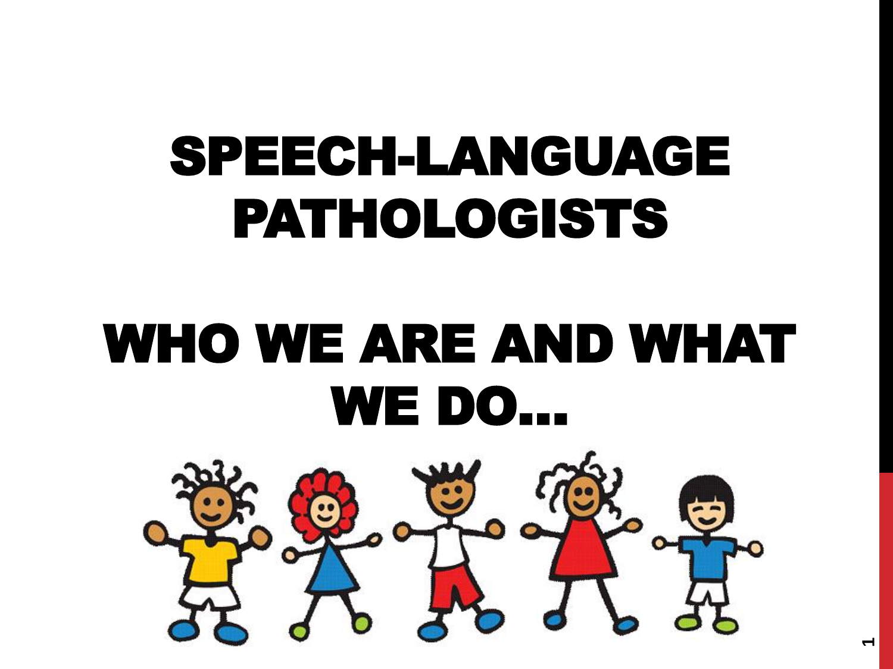# SPEECH-LANGUAGE PATHOLOGISTS

# WHO WE ARE AND WHAT WE DO…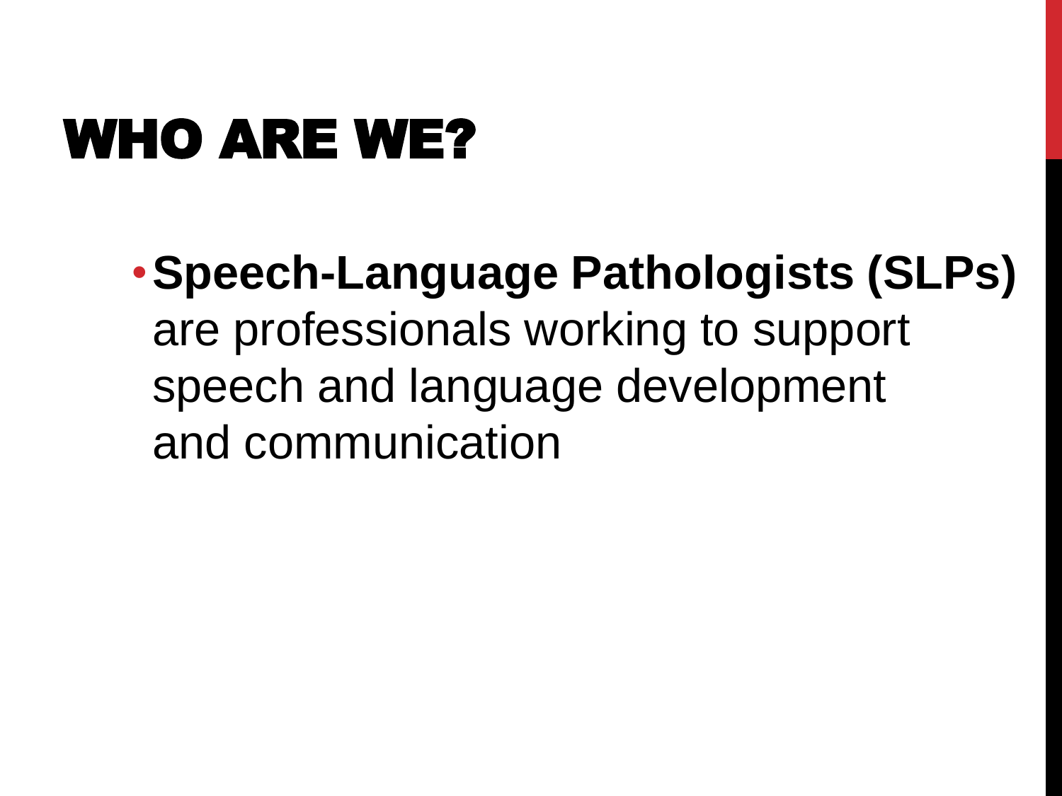# WHO ARE WE?

- **Speech-Language Pathologists (SLPs)** are professionals working to support speech and language development and communication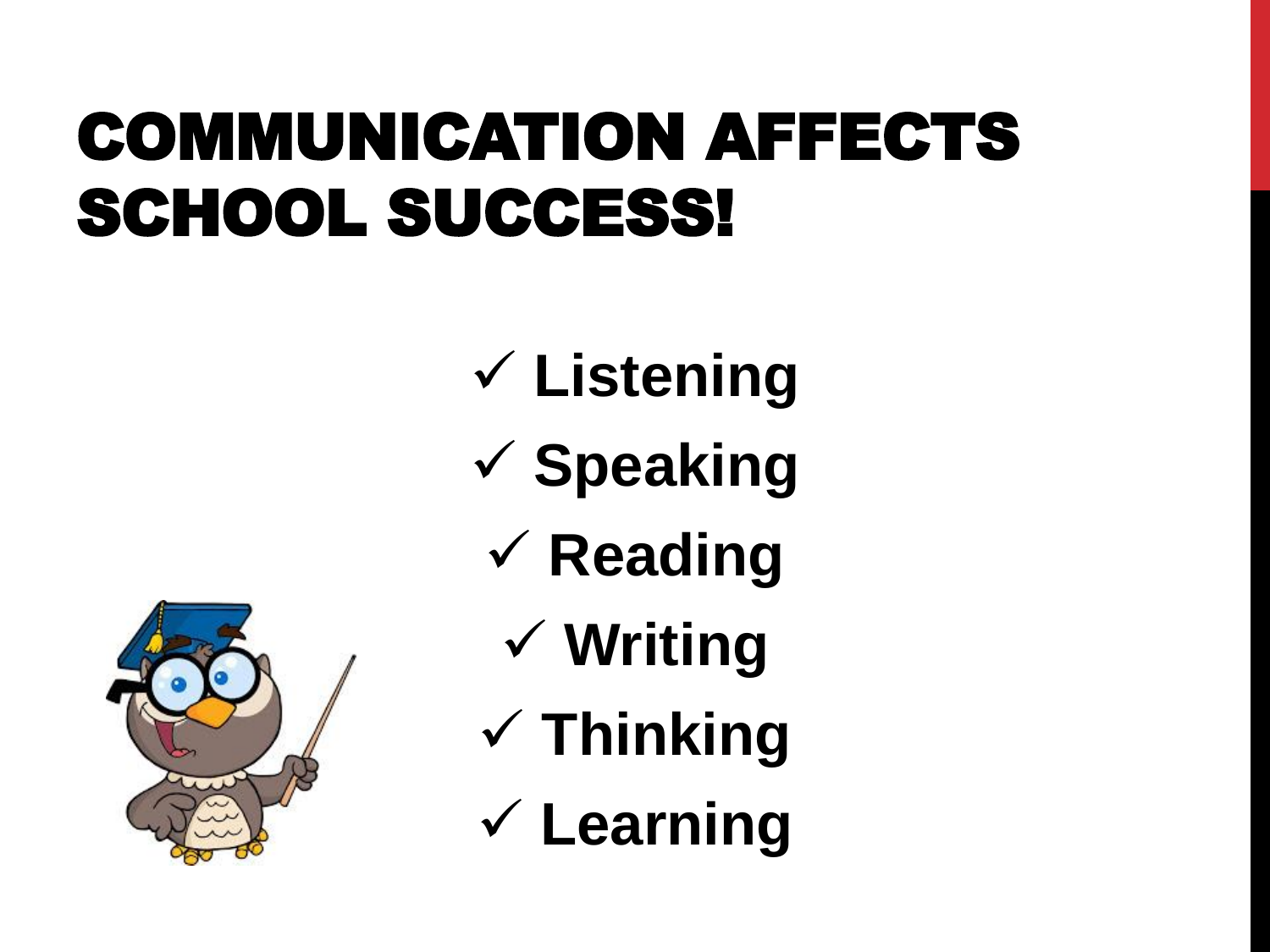# COMMUNICATION AFFECTS SCHOOL SUCCESS!

- ✓ Listening
- ✓ Speaking
- ✓ Reading
- ✓ Writing
- ✓ Thinking
- ✓ Learning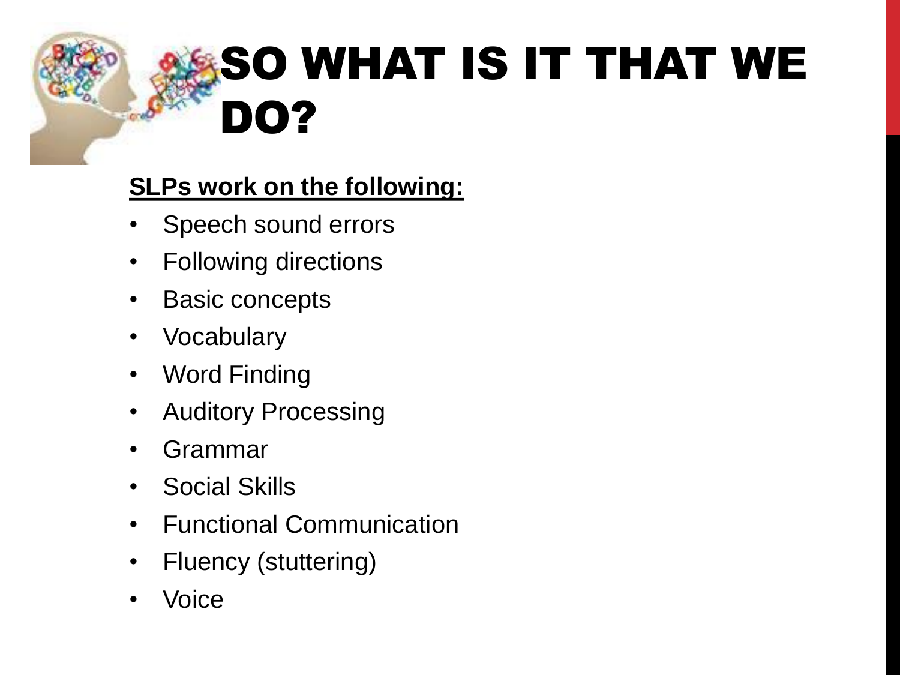# SO WHAT IS IT THAT WE DO?

**SLPs work on the following:**

- Speech sound errors
- Following directions
- Basic concepts
- Vocabulary
- Word Finding
- Auditory Processing
- Grammar
- Social Skills
- Functional Communication
- Fluency (stuttering)
- Voice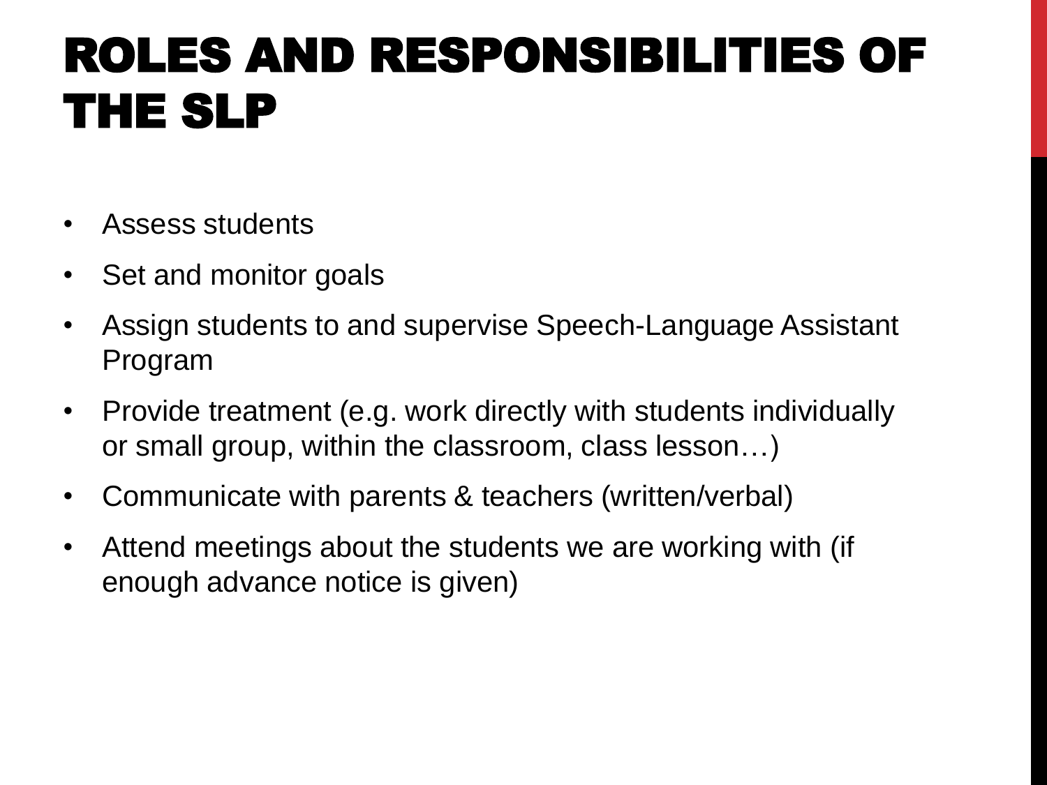# ROLES AND RESPONSIBILITIES OF THE SLP

- Assess students
- Set and monitor goals
- Assign students to and supervise Speech-Language Assistant Program
- Provide treatment (e.g. work directly with students individually or small group, within the classroom, class lesson…)
- Communicate with parents & teachers (written/verbal)
- Attend meetings about the students we are working with (if enough advance notice is given)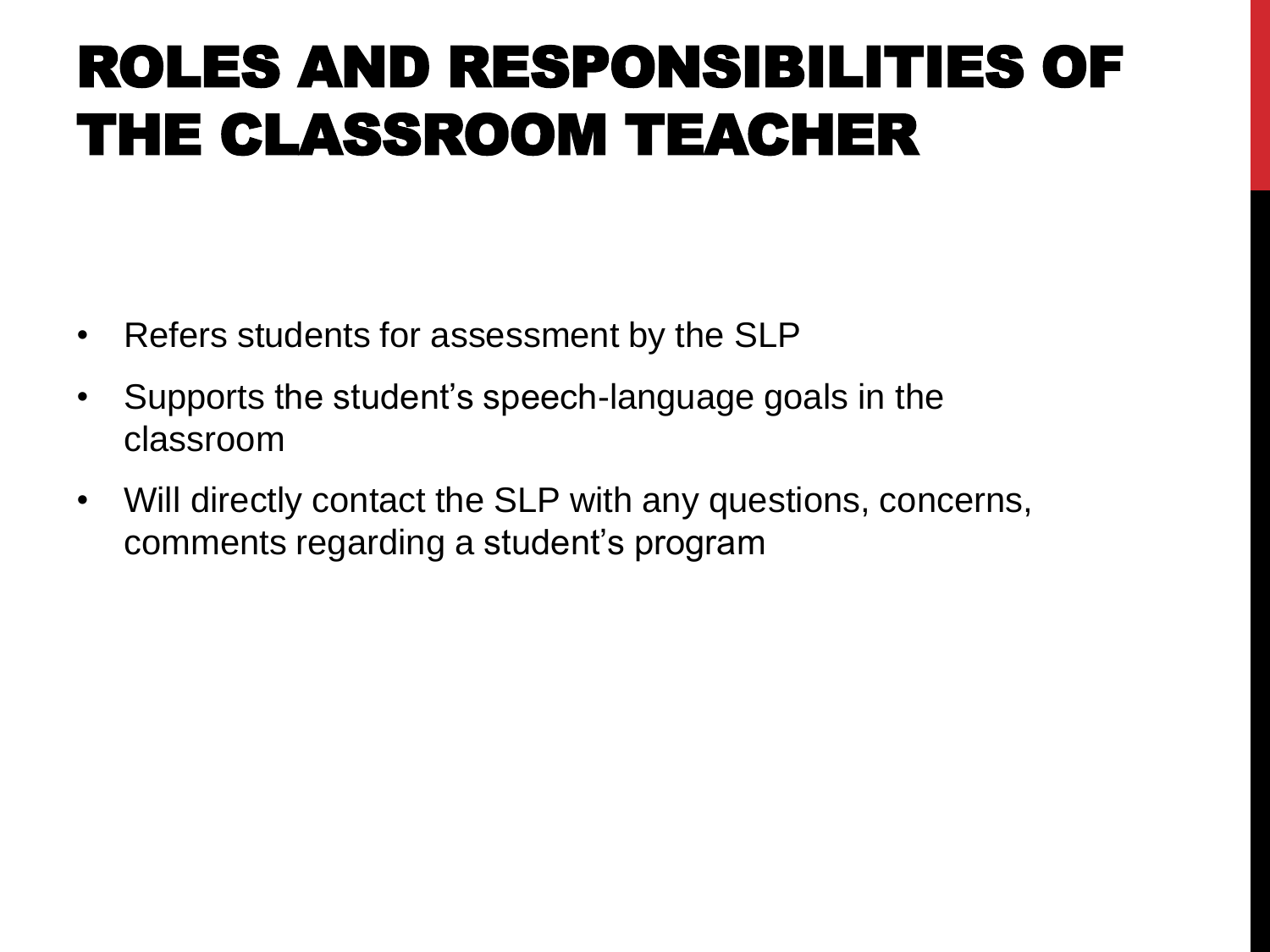# ROLES AND RESPONSIBILITIES OF THE CLASSROOM TEACHER

- Refers students for assessment by the SLP
- Supports the student's speech-language goals in the classroom
- Will directly contact the SLP with any questions, concerns, comments regarding a student's program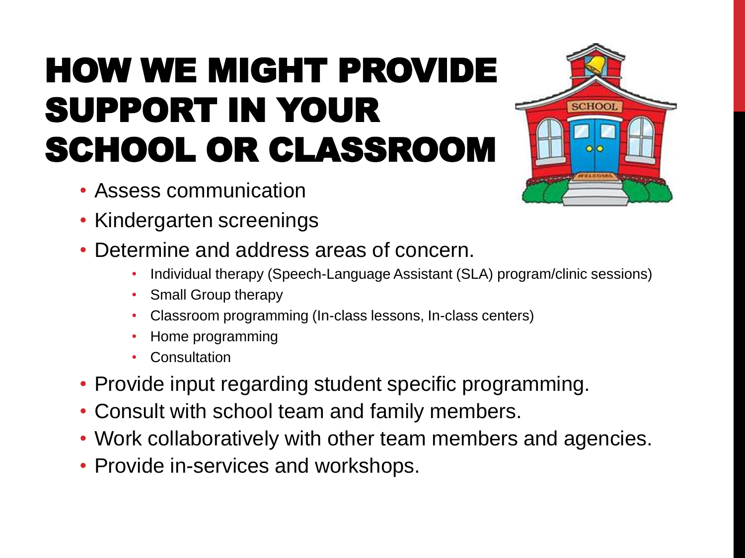# HOW WE MIGHT PROVIDE SUPPORT IN YOUR SCHOOL OR CLASSROOM

- Assess communication
- Kindergarten screenings
- Determine and address areas of concern.
  - Individual therapy (Speech-Language Assistant (SLA) program/clinic sessions)
  - Small Group therapy
  - Classroom programming (In-class lessons, In-class centers)
  - Home programming
  - Consultation
- Provide input regarding student specific programming.
- Consult with school team and family members.
- Work collaboratively with other team members and agencies.
- Provide in-services and workshops.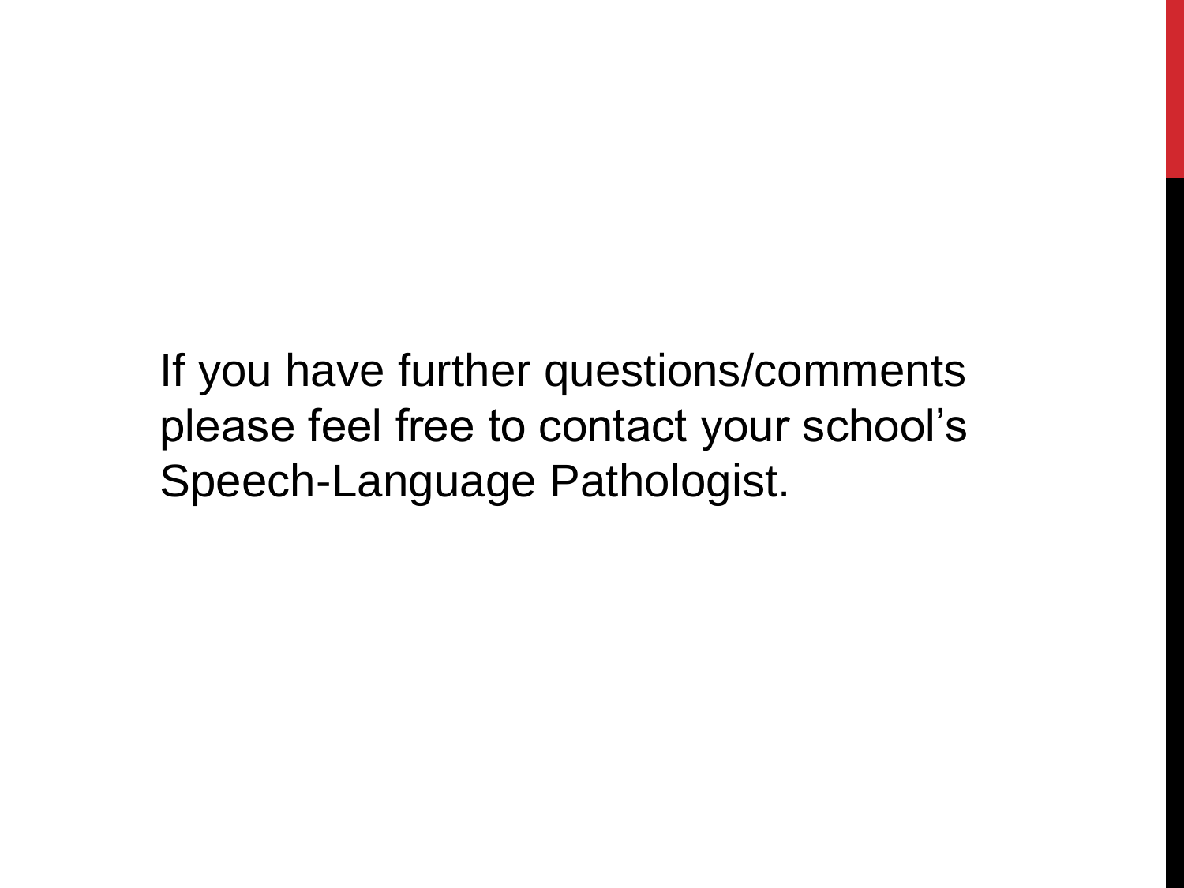If you have further questions/comments please feel free to contact your school's Speech-Language Pathologist.